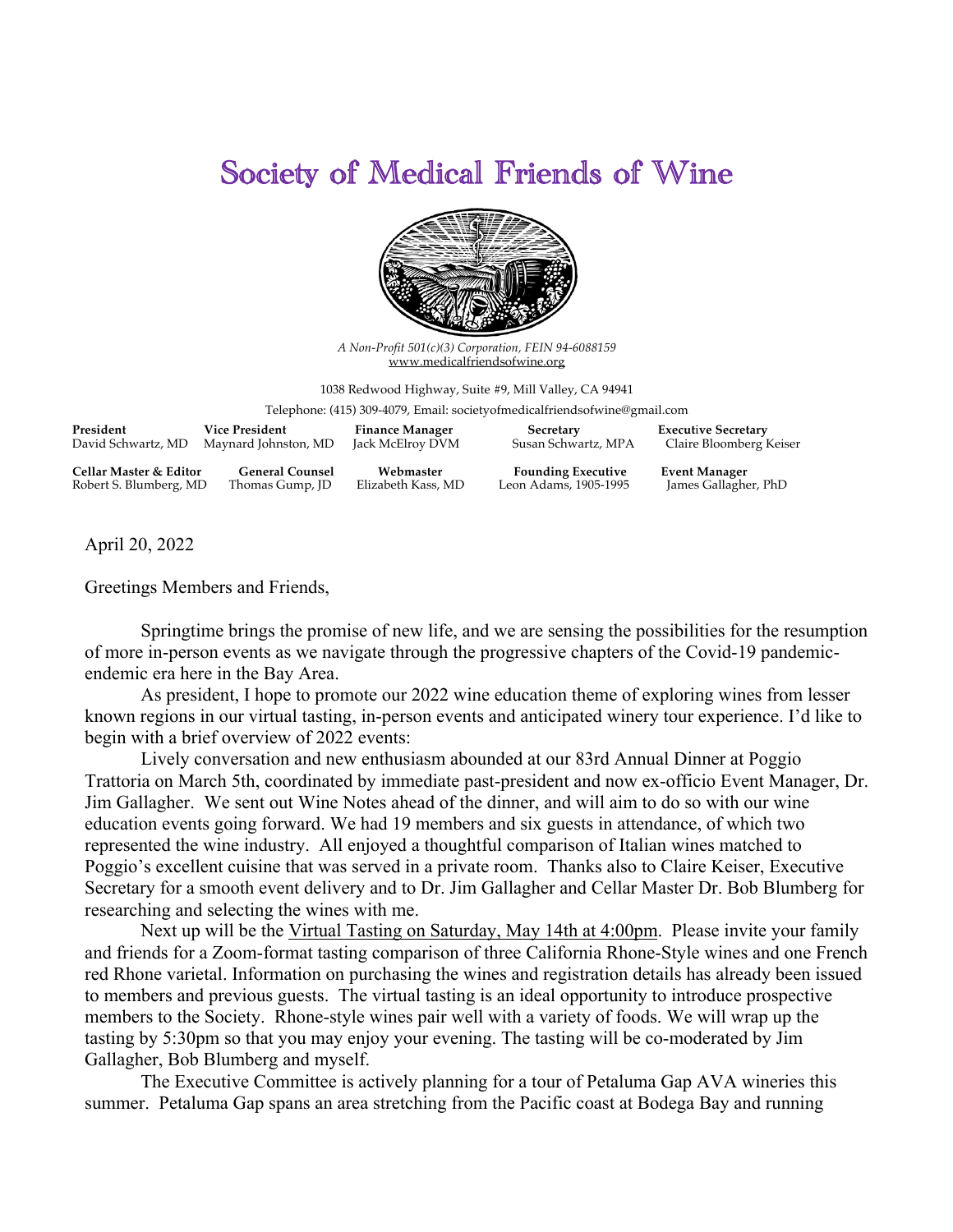# Society of Medical Friends of Wine

*A Non-Profit 501(c)(3) Corporation, FEIN 94-6088159*
www.medicalfriendsofwine.org

1038 Redwood Highway, Suite #9, Mill Valley, CA 94941
Telephone: (415) 309-4079, Email: societyofmedicalfriendsofwine@gmail.com

| **President** | **Vice President** | **Finance Manager** | **Secretary** | **Executive Secretary** |
|---|---|---|---|---|
| David Schwartz, MD | Maynard Johnston, MD | Jack McElroy DVM | Susan Schwartz, MPA | Claire Bloomberg Keiser |
| **Cellar Master & Editor** | **General Counsel** | **Webmaster** | **Founding Executive** | **Event Manager** |
| Robert S. Blumberg, MD | Thomas Gump, JD | Elizabeth Kass, MD | Leon Adams, 1905-1995 | James Gallagher, PhD |

April 20, 2022

Greetings Members and Friends,

Springtime brings the promise of new life, and we are sensing the possibilities for the resumption of more in-person events as we navigate through the progressive chapters of the Covid-19 pandemic-endemic era here in the Bay Area.

As president, I hope to promote our 2022 wine education theme of exploring wines from lesser known regions in our virtual tasting, in-person events and anticipated winery tour experience. I'd like to begin with a brief overview of 2022 events:

Lively conversation and new enthusiasm abounded at our 83rd Annual Dinner at Poggio Trattoria on March 5th, coordinated by immediate past-president and now ex-officio Event Manager, Dr. Jim Gallagher. We sent out Wine Notes ahead of the dinner, and will aim to do so with our wine education events going forward. We had 19 members and six guests in attendance, of which two represented the wine industry. All enjoyed a thoughtful comparison of Italian wines matched to Poggio's excellent cuisine that was served in a private room. Thanks also to Claire Keiser, Executive Secretary for a smooth event delivery and to Dr. Jim Gallagher and Cellar Master Dr. Bob Blumberg for researching and selecting the wines with me.

Next up will be the Virtual Tasting on Saturday, May 14th at 4:00pm. Please invite your family and friends for a Zoom-format tasting comparison of three California Rhone-Style wines and one French red Rhone varietal. Information on purchasing the wines and registration details has already been issued to members and previous guests. The virtual tasting is an ideal opportunity to introduce prospective members to the Society. Rhone-style wines pair well with a variety of foods. We will wrap up the tasting by 5:30pm so that you may enjoy your evening. The tasting will be co-moderated by Jim Gallagher, Bob Blumberg and myself.

The Executive Committee is actively planning for a tour of Petaluma Gap AVA wineries this summer. Petaluma Gap spans an area stretching from the Pacific coast at Bodega Bay and running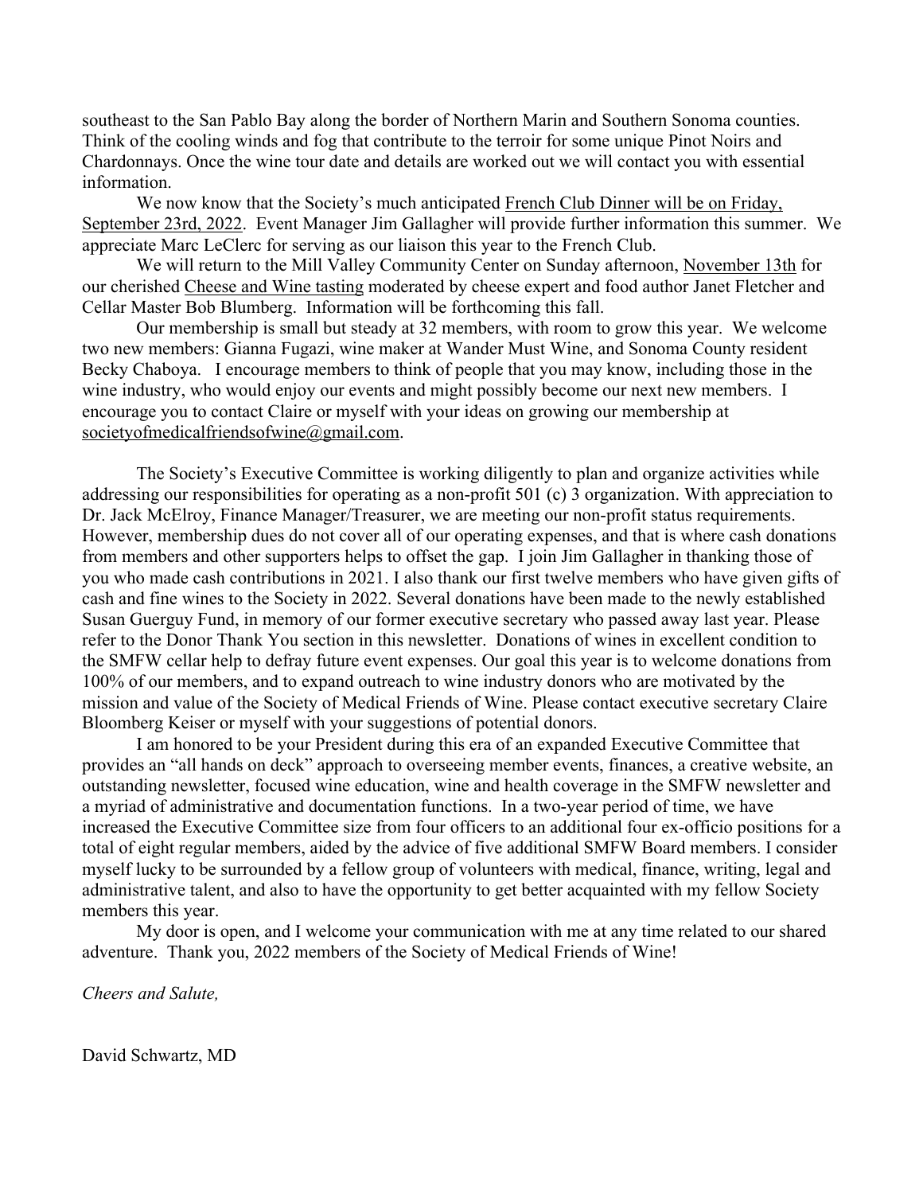southeast to the San Pablo Bay along the border of Northern Marin and Southern Sonoma counties. Think of the cooling winds and fog that contribute to the terroir for some unique Pinot Noirs and Chardonnays. Once the wine tour date and details are worked out we will contact you with essential information.

We now know that the Society's much anticipated French Club Dinner will be on Friday, September 23rd, 2022. Event Manager Jim Gallagher will provide further information this summer. We appreciate Marc LeClerc for serving as our liaison this year to the French Club.

We will return to the Mill Valley Community Center on Sunday afternoon, November 13th for our cherished Cheese and Wine tasting moderated by cheese expert and food author Janet Fletcher and Cellar Master Bob Blumberg. Information will be forthcoming this fall.

Our membership is small but steady at 32 members, with room to grow this year. We welcome two new members: Gianna Fugazi, wine maker at Wander Must Wine, and Sonoma County resident Becky Chaboya. I encourage members to think of people that you may know, including those in the wine industry, who would enjoy our events and might possibly become our next new members. I encourage you to contact Claire or myself with your ideas on growing our membership at societyofmedicalfriendsofwine@gmail.com.

The Society's Executive Committee is working diligently to plan and organize activities while addressing our responsibilities for operating as a non-profit 501 (c) 3 organization. With appreciation to Dr. Jack McElroy, Finance Manager/Treasurer, we are meeting our non-profit status requirements. However, membership dues do not cover all of our operating expenses, and that is where cash donations from members and other supporters helps to offset the gap. I join Jim Gallagher in thanking those of you who made cash contributions in 2021. I also thank our first twelve members who have given gifts of cash and fine wines to the Society in 2022. Several donations have been made to the newly established Susan Guerguy Fund, in memory of our former executive secretary who passed away last year. Please refer to the Donor Thank You section in this newsletter. Donations of wines in excellent condition to the SMFW cellar help to defray future event expenses. Our goal this year is to welcome donations from 100% of our members, and to expand outreach to wine industry donors who are motivated by the mission and value of the Society of Medical Friends of Wine. Please contact executive secretary Claire Bloomberg Keiser or myself with your suggestions of potential donors.

I am honored to be your President during this era of an expanded Executive Committee that provides an "all hands on deck" approach to overseeing member events, finances, a creative website, an outstanding newsletter, focused wine education, wine and health coverage in the SMFW newsletter and a myriad of administrative and documentation functions. In a two-year period of time, we have increased the Executive Committee size from four officers to an additional four ex-officio positions for a total of eight regular members, aided by the advice of five additional SMFW Board members. I consider myself lucky to be surrounded by a fellow group of volunteers with medical, finance, writing, legal and administrative talent, and also to have the opportunity to get better acquainted with my fellow Society members this year.

My door is open, and I welcome your communication with me at any time related to our shared adventure. Thank you, 2022 members of the Society of Medical Friends of Wine!

*Cheers and Salute,*

David Schwartz, MD